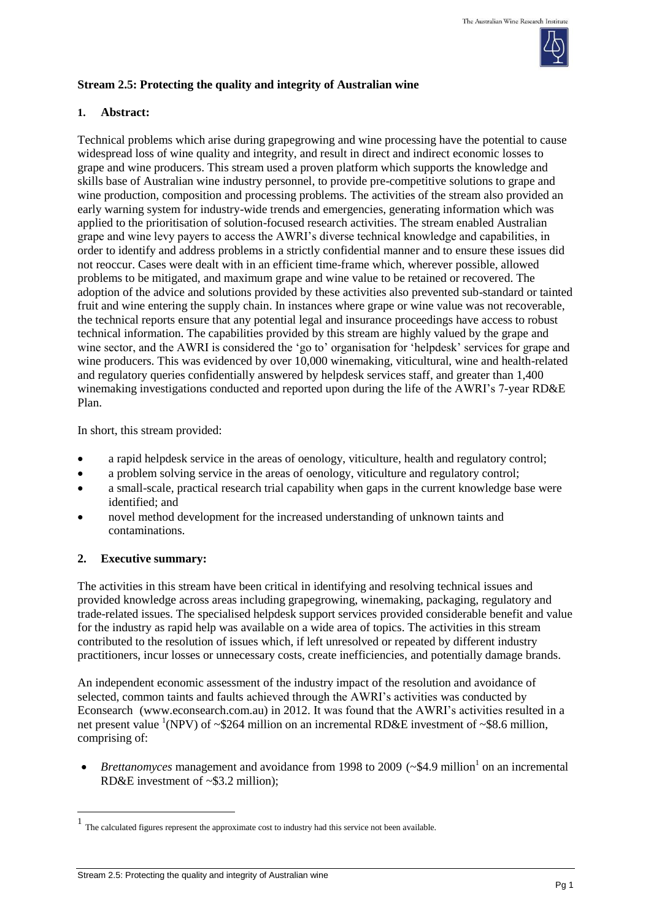## Stream 2.5: Protecting the quality and integrity of Australian wine

### 1. Abstract:

Technical problems which arise during grapegrowing and wine processing have the potential to cause widespread loss of wine quality and integrity, and result in direct and indirect economic losses to grape and wine producers. This stream used a proven platform which supports the knowledge and skills base of Australian wine industry personnel, to provide pre-competitive solutions to grape and wine production, composition and processing problems. The activities of the stream also provided an early warning system for industry-wide trends and emergencies, generating information which was applied to the prioritisation of solution-focused research activities. The stream enabled Australian grape and wine levy payers to access the AWRI's diverse technical knowledge and capabilities, in order to identify and address problems in a strictly confidential manner and to ensure these issues did not reoccur. Cases were dealt with in an efficient time-frame which, wherever possible, allowed problems to be mitigated, and maximum grape and wine value to be retained or recovered. The adoption of the advice and solutions provided by these activities also prevented sub-standard or tainted fruit and wine entering the supply chain. In instances where grape or wine value was not recoverable, the technical reports ensure that any potential legal and insurance proceedings have access to robust technical information. The capabilities provided by this stream are highly valued by the grape and wine sector, and the AWRI is considered the 'go to' organisation for 'helpdesk' services for grape and wine producers. This was evidenced by over 10,000 winemaking, viticultural, wine and health-related and regulatory queries confidentially answered by helpdesk services staff, and greater than 1,400 winemaking investigations conducted and reported upon during the life of the AWRI's 7-year RD&E Plan.

In short, this stream provided:

- a rapid helpdesk service in the areas of oenology, viticulture, health and regulatory control;
- a problem solving service in the areas of oenology, viticulture and regulatory control;
- a small-scale, practical research trial capability when gaps in the current knowledge base were identified; and
- novel method development for the increased understanding of unknown taints and contaminations.

### 2. Executive summary:

The activities in this stream have been critical in identifying and resolving technical issues and provided knowledge across areas including grapegrowing, winemaking, packaging, regulatory and trade-related issues. The specialised helpdesk support services provided considerable benefit and value for the industry as rapid help was available on a wide area of topics. The activities in this stream contributed to the resolution of issues which, if left unresolved or repeated by different industry practitioners, incur losses or unnecessary costs, create inefficiencies, and potentially damage brands.

An independent economic assessment of the industry impact of the resolution and avoidance of selected, common taints and faults achieved through the AWRI's activities was conducted by Econsearch (www.econsearch.com.au) in 2012. It was found that the AWRI's activities resulted in a net present value [1](NPV) of ~$264 million on an incremental RD&E investment of ~$8.6 million, comprising of:

- *Brettanomyces* management and avoidance from 1998 to 2009 (~$4.9 million[1] on an incremental RD&E investment of ~$3.2 million);

[1] The calculated figures represent the approximate cost to industry had this service not been available.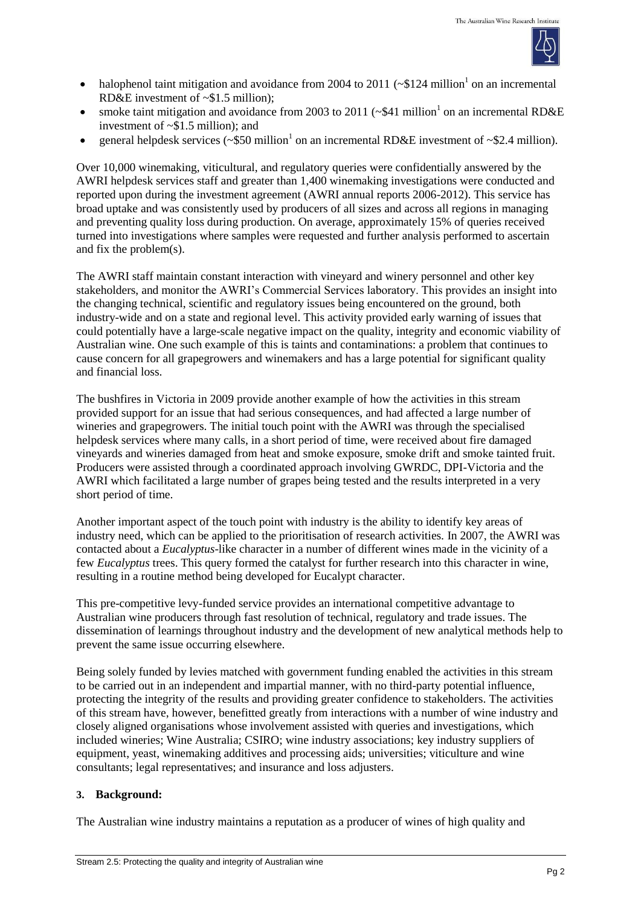- halophenol taint mitigation and avoidance from 2004 to 2011 (~$124 million[1] on an incremental RD&E investment of ~$1.5 million);
- smoke taint mitigation and avoidance from 2003 to 2011 (~$41 million[1] on an incremental RD&E investment of ~$1.5 million); and
- general helpdesk services (~$50 million[1] on an incremental RD&E investment of ~$2.4 million).

Over 10,000 winemaking, viticultural, and regulatory queries were confidentially answered by the AWRI helpdesk services staff and greater than 1,400 winemaking investigations were conducted and reported upon during the investment agreement (AWRI annual reports 2006-2012). This service has broad uptake and was consistently used by producers of all sizes and across all regions in managing and preventing quality loss during production. On average, approximately 15% of queries received turned into investigations where samples were requested and further analysis performed to ascertain and fix the problem(s).

The AWRI staff maintain constant interaction with vineyard and winery personnel and other key stakeholders, and monitor the AWRI's Commercial Services laboratory. This provides an insight into the changing technical, scientific and regulatory issues being encountered on the ground, both industry-wide and on a state and regional level. This activity provided early warning of issues that could potentially have a large-scale negative impact on the quality, integrity and economic viability of Australian wine. One such example of this is taints and contaminations: a problem that continues to cause concern for all grapegrowers and winemakers and has a large potential for significant quality and financial loss.

The bushfires in Victoria in 2009 provide another example of how the activities in this stream provided support for an issue that had serious consequences, and had affected a large number of wineries and grapegrowers. The initial touch point with the AWRI was through the specialised helpdesk services where many calls, in a short period of time, were received about fire damaged vineyards and wineries damaged from heat and smoke exposure, smoke drift and smoke tainted fruit. Producers were assisted through a coordinated approach involving GWRDC, DPI-Victoria and the AWRI which facilitated a large number of grapes being tested and the results interpreted in a very short period of time.

Another important aspect of the touch point with industry is the ability to identify key areas of industry need, which can be applied to the prioritisation of research activities. In 2007, the AWRI was contacted about a *Eucalyptus*-like character in a number of different wines made in the vicinity of a few *Eucalyptus* trees. This query formed the catalyst for further research into this character in wine, resulting in a routine method being developed for Eucalypt character.

This pre-competitive levy-funded service provides an international competitive advantage to Australian wine producers through fast resolution of technical, regulatory and trade issues. The dissemination of learnings throughout industry and the development of new analytical methods help to prevent the same issue occurring elsewhere.

Being solely funded by levies matched with government funding enabled the activities in this stream to be carried out in an independent and impartial manner, with no third-party potential influence, protecting the integrity of the results and providing greater confidence to stakeholders. The activities of this stream have, however, benefitted greatly from interactions with a number of wine industry and closely aligned organisations whose involvement assisted with queries and investigations, which included wineries; Wine Australia; CSIRO; wine industry associations; key industry suppliers of equipment, yeast, winemaking additives and processing aids; universities; viticulture and wine consultants; legal representatives; and insurance and loss adjusters.

### 3. Background:

The Australian wine industry maintains a reputation as a producer of wines of high quality and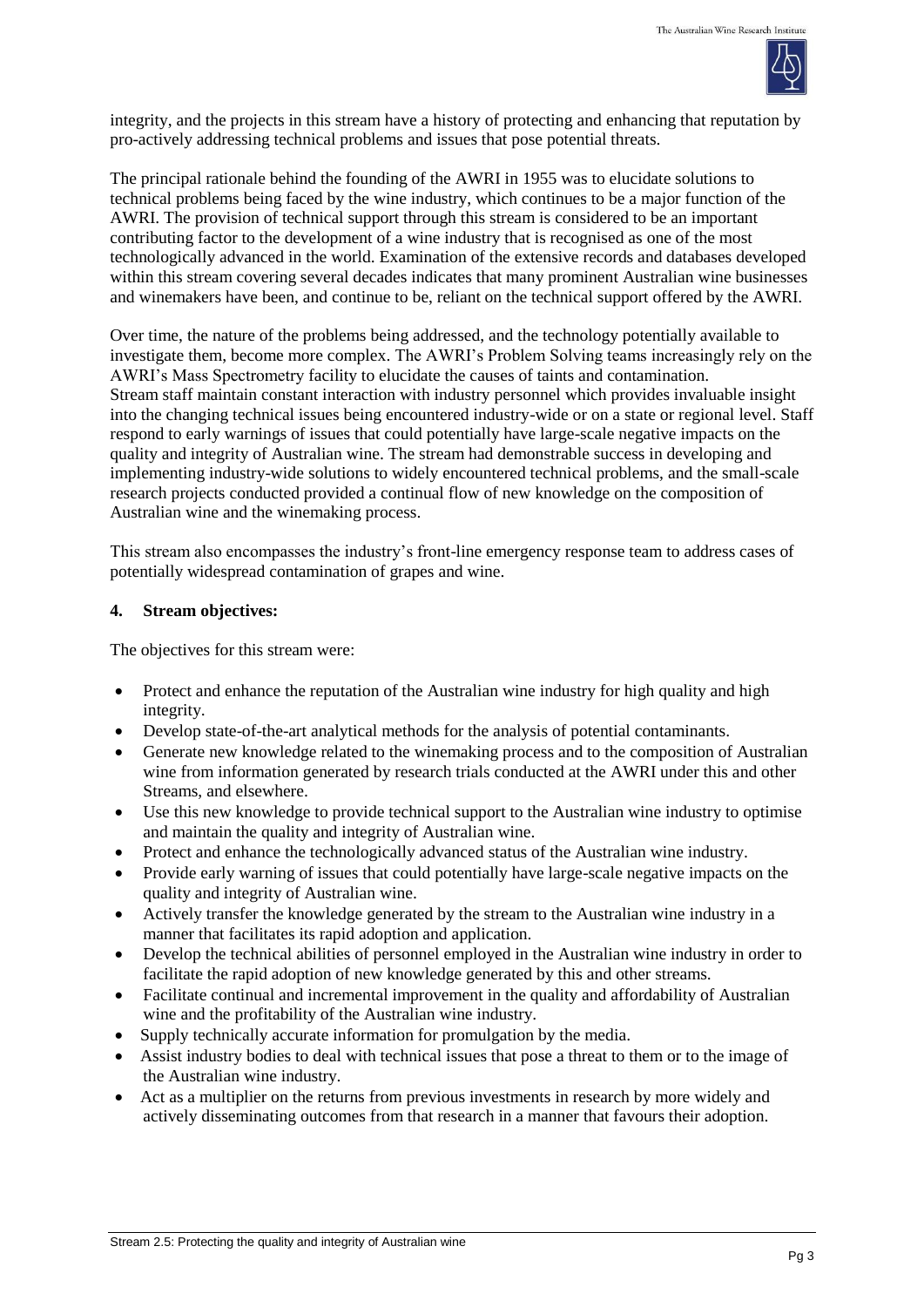integrity, and the projects in this stream have a history of protecting and enhancing that reputation by pro-actively addressing technical problems and issues that pose potential threats.

The principal rationale behind the founding of the AWRI in 1955 was to elucidate solutions to technical problems being faced by the wine industry, which continues to be a major function of the AWRI. The provision of technical support through this stream is considered to be an important contributing factor to the development of a wine industry that is recognised as one of the most technologically advanced in the world. Examination of the extensive records and databases developed within this stream covering several decades indicates that many prominent Australian wine businesses and winemakers have been, and continue to be, reliant on the technical support offered by the AWRI.

Over time, the nature of the problems being addressed, and the technology potentially available to investigate them, become more complex. The AWRI's Problem Solving teams increasingly rely on the AWRI's Mass Spectrometry facility to elucidate the causes of taints and contamination. Stream staff maintain constant interaction with industry personnel which provides invaluable insight into the changing technical issues being encountered industry-wide or on a state or regional level. Staff respond to early warnings of issues that could potentially have large-scale negative impacts on the quality and integrity of Australian wine. The stream had demonstrable success in developing and implementing industry-wide solutions to widely encountered technical problems, and the small-scale research projects conducted provided a continual flow of new knowledge on the composition of Australian wine and the winemaking process.

This stream also encompasses the industry's front-line emergency response team to address cases of potentially widespread contamination of grapes and wine.

**4. Stream objectives:**

The objectives for this stream were:

- Protect and enhance the reputation of the Australian wine industry for high quality and high integrity.
- Develop state-of-the-art analytical methods for the analysis of potential contaminants.
- Generate new knowledge related to the winemaking process and to the composition of Australian wine from information generated by research trials conducted at the AWRI under this and other Streams, and elsewhere.
- Use this new knowledge to provide technical support to the Australian wine industry to optimise and maintain the quality and integrity of Australian wine.
- Protect and enhance the technologically advanced status of the Australian wine industry.
- Provide early warning of issues that could potentially have large-scale negative impacts on the quality and integrity of Australian wine.
- Actively transfer the knowledge generated by the stream to the Australian wine industry in a manner that facilitates its rapid adoption and application.
- Develop the technical abilities of personnel employed in the Australian wine industry in order to facilitate the rapid adoption of new knowledge generated by this and other streams.
- Facilitate continual and incremental improvement in the quality and affordability of Australian wine and the profitability of the Australian wine industry.
- Supply technically accurate information for promulgation by the media.
- Assist industry bodies to deal with technical issues that pose a threat to them or to the image of the Australian wine industry.
- Act as a multiplier on the returns from previous investments in research by more widely and actively disseminating outcomes from that research in a manner that favours their adoption.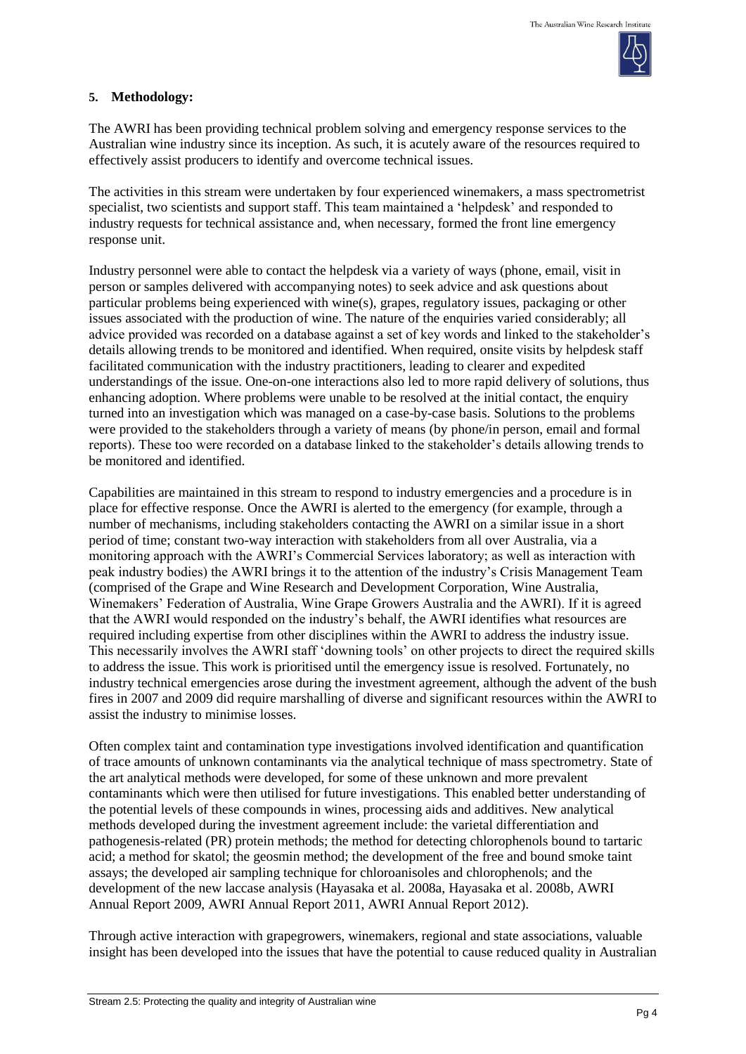## 5. Methodology:

The AWRI has been providing technical problem solving and emergency response services to the Australian wine industry since its inception. As such, it is acutely aware of the resources required to effectively assist producers to identify and overcome technical issues.

The activities in this stream were undertaken by four experienced winemakers, a mass spectrometrist specialist, two scientists and support staff. This team maintained a 'helpdesk' and responded to industry requests for technical assistance and, when necessary, formed the front line emergency response unit.

Industry personnel were able to contact the helpdesk via a variety of ways (phone, email, visit in person or samples delivered with accompanying notes) to seek advice and ask questions about particular problems being experienced with wine(s), grapes, regulatory issues, packaging or other issues associated with the production of wine. The nature of the enquiries varied considerably; all advice provided was recorded on a database against a set of key words and linked to the stakeholder's details allowing trends to be monitored and identified. When required, onsite visits by helpdesk staff facilitated communication with the industry practitioners, leading to clearer and expedited understandings of the issue. One-on-one interactions also led to more rapid delivery of solutions, thus enhancing adoption. Where problems were unable to be resolved at the initial contact, the enquiry turned into an investigation which was managed on a case-by-case basis. Solutions to the problems were provided to the stakeholders through a variety of means (by phone/in person, email and formal reports). These too were recorded on a database linked to the stakeholder's details allowing trends to be monitored and identified.

Capabilities are maintained in this stream to respond to industry emergencies and a procedure is in place for effective response. Once the AWRI is alerted to the emergency (for example, through a number of mechanisms, including stakeholders contacting the AWRI on a similar issue in a short period of time; constant two-way interaction with stakeholders from all over Australia, via a monitoring approach with the AWRI's Commercial Services laboratory; as well as interaction with peak industry bodies) the AWRI brings it to the attention of the industry's Crisis Management Team (comprised of the Grape and Wine Research and Development Corporation, Wine Australia, Winemakers' Federation of Australia, Wine Grape Growers Australia and the AWRI). If it is agreed that the AWRI would responded on the industry's behalf, the AWRI identifies what resources are required including expertise from other disciplines within the AWRI to address the industry issue. This necessarily involves the AWRI staff 'downing tools' on other projects to direct the required skills to address the issue. This work is prioritised until the emergency issue is resolved. Fortunately, no industry technical emergencies arose during the investment agreement, although the advent of the bush fires in 2007 and 2009 did require marshalling of diverse and significant resources within the AWRI to assist the industry to minimise losses.

Often complex taint and contamination type investigations involved identification and quantification of trace amounts of unknown contaminants via the analytical technique of mass spectrometry. State of the art analytical methods were developed, for some of these unknown and more prevalent contaminants which were then utilised for future investigations. This enabled better understanding of the potential levels of these compounds in wines, processing aids and additives. New analytical methods developed during the investment agreement include: the varietal differentiation and pathogenesis-related (PR) protein methods; the method for detecting chlorophenols bound to tartaric acid; a method for skatol; the geosmin method; the development of the free and bound smoke taint assays; the developed air sampling technique for chloroanisoles and chlorophenols; and the development of the new laccase analysis (Hayasaka et al. 2008a, Hayasaka et al. 2008b, AWRI Annual Report 2009, AWRI Annual Report 2011, AWRI Annual Report 2012).

Through active interaction with grapegrowers, winemakers, regional and state associations, valuable insight has been developed into the issues that have the potential to cause reduced quality in Australian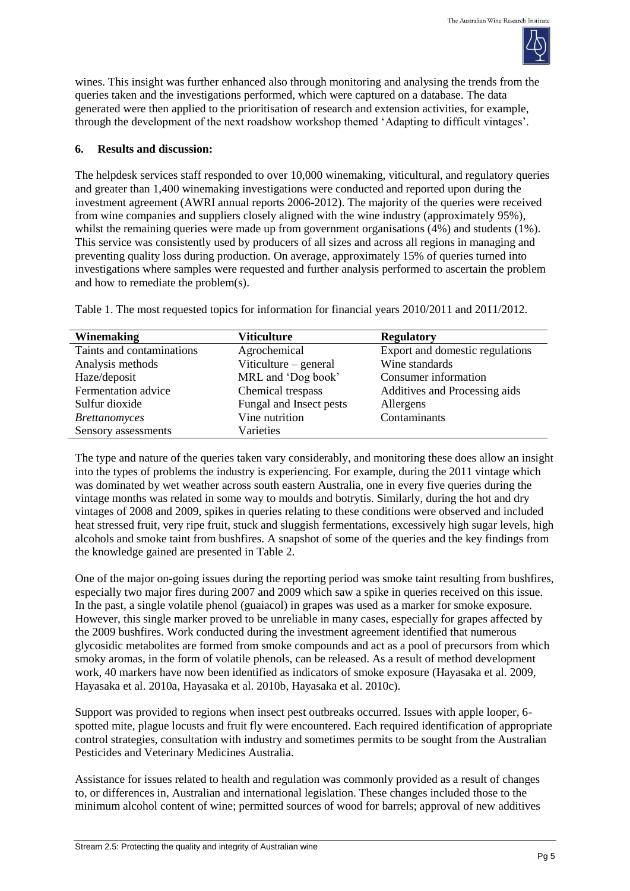wines. This insight was further enhanced also through monitoring and analysing the trends from the queries taken and the investigations performed, which were captured on a database. The data generated were then applied to the prioritisation of research and extension activities, for example, through the development of the next roadshow workshop themed 'Adapting to difficult vintages'.

## 6. Results and discussion:

The helpdesk services staff responded to over 10,000 winemaking, viticultural, and regulatory queries and greater than 1,400 winemaking investigations were conducted and reported upon during the investment agreement (AWRI annual reports 2006-2012). The majority of the queries were received from wine companies and suppliers closely aligned with the wine industry (approximately 95%), whilst the remaining queries were made up from government organisations (4%) and students (1%). This service was consistently used by producers of all sizes and across all regions in managing and preventing quality loss during production. On average, approximately 15% of queries turned into investigations where samples were requested and further analysis performed to ascertain the problem and how to remediate the problem(s).

Table 1. The most requested topics for information for financial years 2010/2011 and 2011/2012.

| Winemaking | Viticulture | Regulatory |
|---|---|---|
| Taints and contaminations | Agrochemical | Export and domestic regulations |
| Analysis methods | Viticulture – general | Wine standards |
| Haze/deposit | MRL and 'Dog book' | Consumer information |
| Fermentation advice | Chemical trespass | Additives and Processing aids |
| Sulfur dioxide | Fungal and Insect pests | Allergens |
| *Brettanomyces* | Vine nutrition | Contaminants |
| Sensory assessments | Varieties | |

The type and nature of the queries taken vary considerably, and monitoring these does allow an insight into the types of problems the industry is experiencing. For example, during the 2011 vintage which was dominated by wet weather across south eastern Australia, one in every five queries during the vintage months was related in some way to moulds and botrytis. Similarly, during the hot and dry vintages of 2008 and 2009, spikes in queries relating to these conditions were observed and included heat stressed fruit, very ripe fruit, stuck and sluggish fermentations, excessively high sugar levels, high alcohols and smoke taint from bushfires. A snapshot of some of the queries and the key findings from the knowledge gained are presented in Table 2.

One of the major on-going issues during the reporting period was smoke taint resulting from bushfires, especially two major fires during 2007 and 2009 which saw a spike in queries received on this issue. In the past, a single volatile phenol (guaiacol) in grapes was used as a marker for smoke exposure. However, this single marker proved to be unreliable in many cases, especially for grapes affected by the 2009 bushfires. Work conducted during the investment agreement identified that numerous glycosidic metabolites are formed from smoke compounds and act as a pool of precursors from which smoky aromas, in the form of volatile phenols, can be released. As a result of method development work, 40 markers have now been identified as indicators of smoke exposure (Hayasaka et al. 2009, Hayasaka et al. 2010a, Hayasaka et al. 2010b, Hayasaka et al. 2010c).

Support was provided to regions when insect pest outbreaks occurred. Issues with apple looper, 6-spotted mite, plague locusts and fruit fly were encountered. Each required identification of appropriate control strategies, consultation with industry and sometimes permits to be sought from the Australian Pesticides and Veterinary Medicines Australia.

Assistance for issues related to health and regulation was commonly provided as a result of changes to, or differences in, Australian and international legislation. These changes included those to the minimum alcohol content of wine; permitted sources of wood for barrels; approval of new additives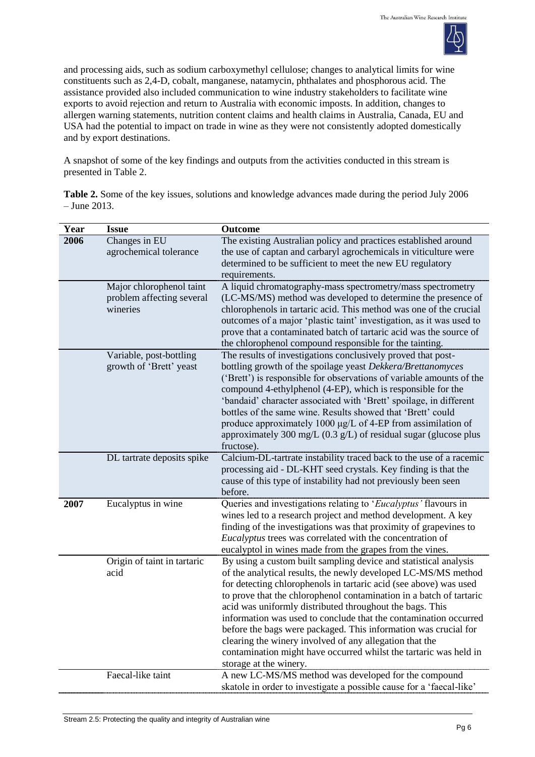and processing aids, such as sodium carboxymethyl cellulose; changes to analytical limits for wine constituents such as 2,4-D, cobalt, manganese, natamycin, phthalates and phosphorous acid. The assistance provided also included communication to wine industry stakeholders to facilitate wine exports to avoid rejection and return to Australia with economic imposts. In addition, changes to allergen warning statements, nutrition content claims and health claims in Australia, Canada, EU and USA had the potential to impact on trade in wine as they were not consistently adopted domestically and by export destinations.

A snapshot of some of the key findings and outputs from the activities conducted in this stream is presented in Table 2.

**Table 2.** Some of the key issues, solutions and knowledge advances made during the period July 2006 – June 2013.

| Year | Issue | Outcome |
|---|---|---|
| **2006** | Changes in EU agrochemical tolerance | The existing Australian policy and practices established around the use of captan and carbaryl agrochemicals in viticulture were determined to be sufficient to meet the new EU regulatory requirements. |
| | Major chlorophenol taint problem affecting several wineries | A liquid chromatography-mass spectrometry/mass spectrometry (LC-MS/MS) method was developed to determine the presence of chlorophenols in tartaric acid. This method was one of the crucial outcomes of a major 'plastic taint' investigation, as it was used to prove that a contaminated batch of tartaric acid was the source of the chlorophenol compound responsible for the tainting. |
| | Variable, post-bottling growth of 'Brett' yeast | The results of investigations conclusively proved that post-bottling growth of the spoilage yeast *Dekkera/Brettanomyces* ('Brett') is responsible for observations of variable amounts of the compound 4-ethylphenol (4-EP), which is responsible for the 'bandaid' character associated with 'Brett' spoilage, in different bottles of the same wine. Results showed that 'Brett' could produce approximately 1000 µg/L of 4-EP from assimilation of approximately 300 mg/L (0.3 g/L) of residual sugar (glucose plus fructose). |
| | DL tartrate deposits spike | Calcium-DL-tartrate instability traced back to the use of a racemic processing aid - DL-KHT seed crystals. Key finding is that the cause of this type of instability had not previously been seen before. |
| **2007** | Eucalyptus in wine | Queries and investigations relating to '*Eucalyptus'* flavours in wines led to a research project and method development. A key finding of the investigations was that proximity of grapevines to *Eucalyptus* trees was correlated with the concentration of eucalyptol in wines made from the grapes from the vines. |
| | Origin of taint in tartaric acid | By using a custom built sampling device and statistical analysis of the analytical results, the newly developed LC-MS/MS method for detecting chlorophenols in tartaric acid (see above) was used to prove that the chlorophenol contamination in a batch of tartaric acid was uniformly distributed throughout the bags. This information was used to conclude that the contamination occurred before the bags were packaged. This information was crucial for clearing the winery involved of any allegation that the contamination might have occurred whilst the tartaric was held in storage at the winery. |
| | Faecal-like taint | A new LC-MS/MS method was developed for the compound skatole in order to investigate a possible cause for a 'faecal-like' |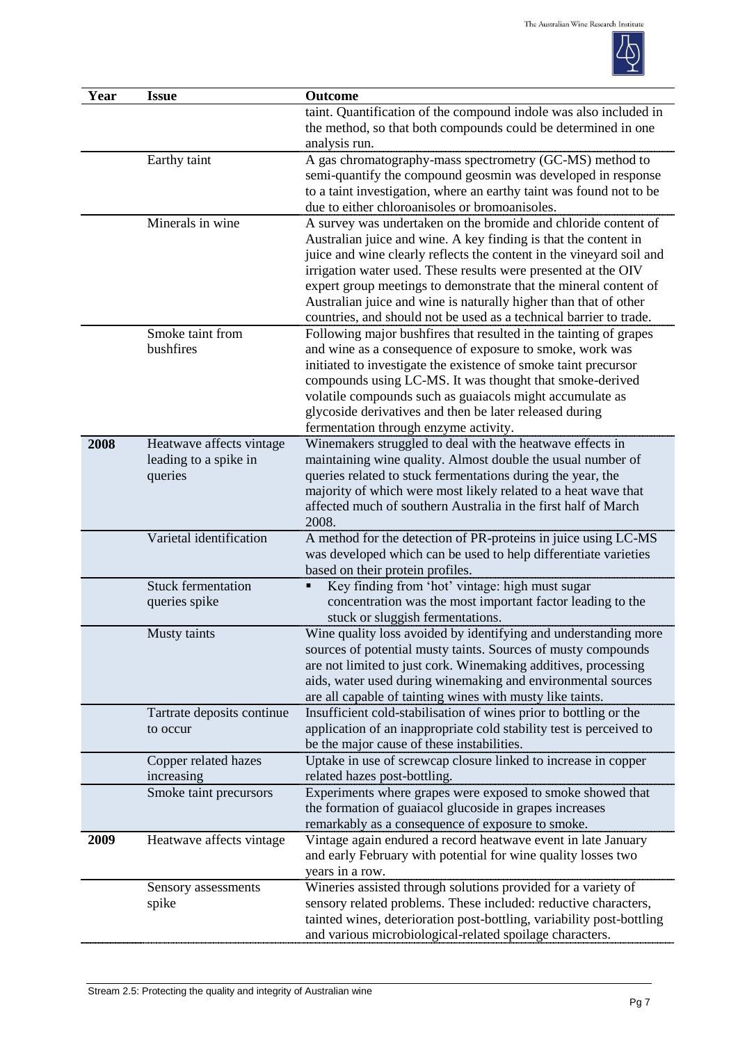| Year | Issue | Outcome |
|---|---|---|
| | | taint. Quantification of the compound indole was also included in the method, so that both compounds could be determined in one analysis run. |
| | Earthy taint | A gas chromatography-mass spectrometry (GC-MS) method to semi-quantify the compound geosmin was developed in response to a taint investigation, where an earthy taint was found not to be due to either chloroanisoles or bromoanisoles. |
| | Minerals in wine | A survey was undertaken on the bromide and chloride content of Australian juice and wine. A key finding is that the content in juice and wine clearly reflects the content in the vineyard soil and irrigation water used. These results were presented at the OIV expert group meetings to demonstrate that the mineral content of Australian juice and wine is naturally higher than that of other countries, and should not be used as a technical barrier to trade. |
| | Smoke taint from bushfires | Following major bushfires that resulted in the tainting of grapes and wine as a consequence of exposure to smoke, work was initiated to investigate the existence of smoke taint precursor compounds using LC-MS. It was thought that smoke-derived volatile compounds such as guaiacols might accumulate as glycoside derivatives and then be later released during fermentation through enzyme activity. |
| **2008** | Heatwave affects vintage leading to a spike in queries | Winemakers struggled to deal with the heatwave effects in maintaining wine quality. Almost double the usual number of queries related to stuck fermentations during the year, the majority of which were most likely related to a heat wave that affected much of southern Australia in the first half of March 2008. |
| | Varietal identification | A method for the detection of PR-proteins in juice using LC-MS was developed which can be used to help differentiate varieties based on their protein profiles. |
| | Stuck fermentation queries spike | ▪ Key finding from 'hot' vintage: high must sugar concentration was the most important factor leading to the stuck or sluggish fermentations. |
| | Musty taints | Wine quality loss avoided by identifying and understanding more sources of potential musty taints. Sources of musty compounds are not limited to just cork. Winemaking additives, processing aids, water used during winemaking and environmental sources are all capable of tainting wines with musty like taints. |
| | Tartrate deposits continue to occur | Insufficient cold-stabilisation of wines prior to bottling or the application of an inappropriate cold stability test is perceived to be the major cause of these instabilities. |
| | Copper related hazes increasing | Uptake in use of screwcap closure linked to increase in copper related hazes post-bottling. |
| | Smoke taint precursors | Experiments where grapes were exposed to smoke showed that the formation of guaiacol glucoside in grapes increases remarkably as a consequence of exposure to smoke. |
| **2009** | Heatwave affects vintage | Vintage again endured a record heatwave event in late January and early February with potential for wine quality losses two years in a row. |
| | Sensory assessments spike | Wineries assisted through solutions provided for a variety of sensory related problems. These included: reductive characters, tainted wines, deterioration post-bottling, variability post-bottling and various microbiological-related spoilage characters. |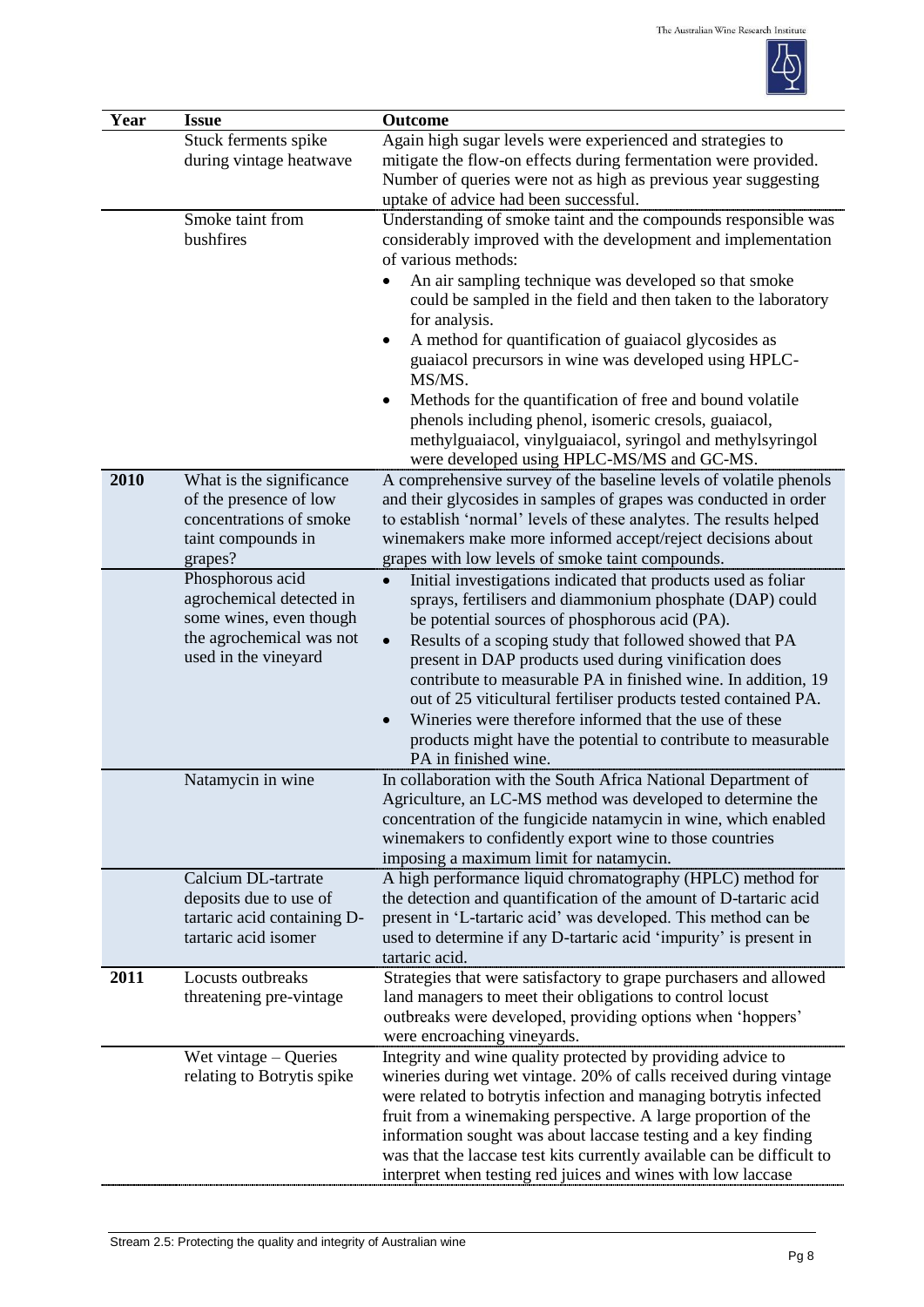| Year | Issue | Outcome |
|---|---|---|
| | Stuck ferments spike during vintage heatwave | Again high sugar levels were experienced and strategies to mitigate the flow-on effects during fermentation were provided. Number of queries were not as high as previous year suggesting uptake of advice had been successful. |
| | Smoke taint from bushfires | Understanding of smoke taint and the compounds responsible was considerably improved with the development and implementation of various methods:<br>• An air sampling technique was developed so that smoke could be sampled in the field and then taken to the laboratory for analysis.<br>• A method for quantification of guaiacol glycosides as guaiacol precursors in wine was developed using HPLC-MS/MS.<br>• Methods for the quantification of free and bound volatile phenols including phenol, isomeric cresols, guaiacol, methylguaiacol, vinylguaiacol, syringol and methylsyringol were developed using HPLC-MS/MS and GC-MS. |
| **2010** | What is the significance of the presence of low concentrations of smoke taint compounds in grapes? | A comprehensive survey of the baseline levels of volatile phenols and their glycosides in samples of grapes was conducted in order to establish 'normal' levels of these analytes. The results helped winemakers make more informed accept/reject decisions about grapes with low levels of smoke taint compounds. |
| | Phosphorous acid agrochemical detected in some wines, even though the agrochemical was not used in the vineyard | • Initial investigations indicated that products used as foliar sprays, fertilisers and diammonium phosphate (DAP) could be potential sources of phosphorous acid (PA).<br>• Results of a scoping study that followed showed that PA present in DAP products used during vinification does contribute to measurable PA in finished wine. In addition, 19 out of 25 viticultural fertiliser products tested contained PA.<br>• Wineries were therefore informed that the use of these products might have the potential to contribute to measurable PA in finished wine. |
| | Natamycin in wine | In collaboration with the South Africa National Department of Agriculture, an LC-MS method was developed to determine the concentration of the fungicide natamycin in wine, which enabled winemakers to confidently export wine to those countries imposing a maximum limit for natamycin. |
| | Calcium DL-tartrate deposits due to use of tartaric acid containing D-tartaric acid isomer | A high performance liquid chromatography (HPLC) method for the detection and quantification of the amount of D-tartaric acid present in 'L-tartaric acid' was developed. This method can be used to determine if any D-tartaric acid 'impurity' is present in tartaric acid. |
| **2011** | Locusts outbreaks threatening pre-vintage | Strategies that were satisfactory to grape purchasers and allowed land managers to meet their obligations to control locust outbreaks were developed, providing options when 'hoppers' were encroaching vineyards. |
| | Wet vintage – Queries relating to Botrytis spike | Integrity and wine quality protected by providing advice to wineries during wet vintage. 20% of calls received during vintage were related to botrytis infection and managing botrytis infected fruit from a winemaking perspective. A large proportion of the information sought was about laccase testing and a key finding was that the laccase test kits currently available can be difficult to interpret when testing red juices and wines with low laccase |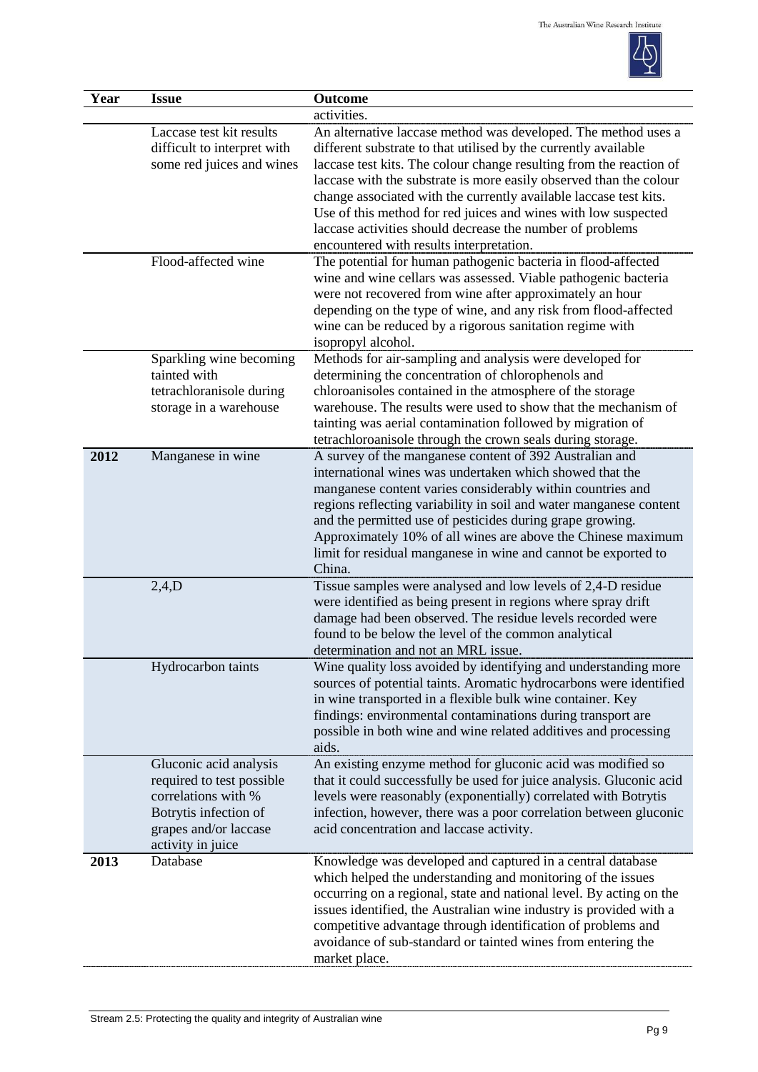| Year | Issue | Outcome |
|---|---|---|
| | | activities. |
| | Laccase test kit results difficult to interpret with some red juices and wines | An alternative laccase method was developed. The method uses a different substrate to that utilised by the currently available laccase test kits. The colour change resulting from the reaction of laccase with the substrate is more easily observed than the colour change associated with the currently available laccase test kits. Use of this method for red juices and wines with low suspected laccase activities should decrease the number of problems encountered with results interpretation. |
| | Flood-affected wine | The potential for human pathogenic bacteria in flood-affected wine and wine cellars was assessed. Viable pathogenic bacteria were not recovered from wine after approximately an hour depending on the type of wine, and any risk from flood-affected wine can be reduced by a rigorous sanitation regime with isopropyl alcohol. |
| | Sparkling wine becoming tainted with tetrachloranisole during storage in a warehouse | Methods for air-sampling and analysis were developed for determining the concentration of chlorophenols and chloroanisoles contained in the atmosphere of the storage warehouse. The results were used to show that the mechanism of tainting was aerial contamination followed by migration of tetrachloroanisole through the crown seals during storage. |
| **2012** | Manganese in wine | A survey of the manganese content of 392 Australian and international wines was undertaken which showed that the manganese content varies considerably within countries and regions reflecting variability in soil and water manganese content and the permitted use of pesticides during grape growing. Approximately 10% of all wines are above the Chinese maximum limit for residual manganese in wine and cannot be exported to China. |
| | 2,4,D | Tissue samples were analysed and low levels of 2,4-D residue were identified as being present in regions where spray drift damage had been observed. The residue levels recorded were found to be below the level of the common analytical determination and not an MRL issue. |
| | Hydrocarbon taints | Wine quality loss avoided by identifying and understanding more sources of potential taints. Aromatic hydrocarbons were identified in wine transported in a flexible bulk wine container. Key findings: environmental contaminations during transport are possible in both wine and wine related additives and processing aids. |
| | Gluconic acid analysis required to test possible correlations with % Botrytis infection of grapes and/or laccase activity in juice | An existing enzyme method for gluconic acid was modified so that it could successfully be used for juice analysis. Gluconic acid levels were reasonably (exponentially) correlated with Botrytis infection, however, there was a poor correlation between gluconic acid concentration and laccase activity. |
| **2013** | Database | Knowledge was developed and captured in a central database which helped the understanding and monitoring of the issues occurring on a regional, state and national level. By acting on the issues identified, the Australian wine industry is provided with a competitive advantage through identification of problems and avoidance of sub-standard or tainted wines from entering the market place. |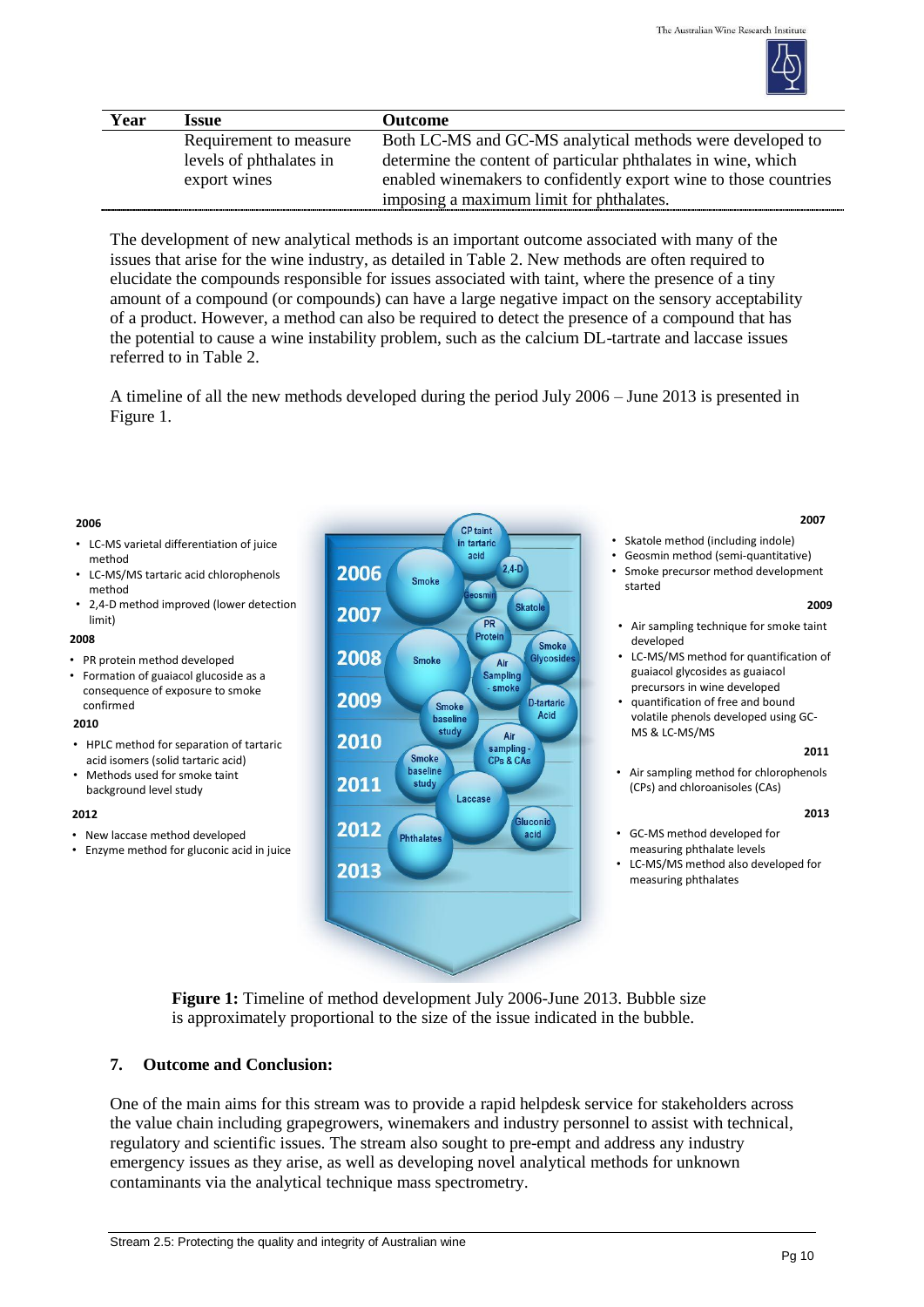| Year | Issue | Outcome |
|---|---|---|
| | Requirement to measure levels of phthalates in export wines | Both LC-MS and GC-MS analytical methods were developed to determine the content of particular phthalates in wine, which enabled winemakers to confidently export wine to those countries imposing a maximum limit for phthalates. |

The development of new analytical methods is an important outcome associated with many of the issues that arise for the wine industry, as detailed in Table 2. New methods are often required to elucidate the compounds responsible for issues associated with taint, where the presence of a tiny amount of a compound (or compounds) can have a large negative impact on the sensory acceptability of a product. However, a method can also be required to detect the presence of a compound that has the potential to cause a wine instability problem, such as the calcium DL-tartrate and laccase issues referred to in Table 2.

A timeline of all the new methods developed during the period July 2006 – June 2013 is presented in Figure 1.

**2006**

- LC-MS varietal differentiation of juice method
- LC-MS/MS tartaric acid chlorophenols method
- 2,4-D method improved (lower detection limit)

**2008**

- PR protein method developed
- Formation of guaiacol glucoside as a consequence of exposure to smoke confirmed

**2010**

- HPLC method for separation of tartaric acid isomers (solid tartaric acid)
- Methods used for smoke taint background level study

**2012**

- New laccase method developed
- Enzyme method for gluconic acid in juice

**2007**

- Skatole method (including indole)
- Geosmin method (semi-quantitative)
- Smoke precursor method development started

**2009**

- Air sampling technique for smoke taint developed
- LC-MS/MS method for quantification of guaiacol glycosides as guaiacol precursors in wine developed
- quantification of free and bound volatile phenols developed using GC-MS & LC-MS/MS

**2011**

- Air sampling method for chlorophenols (CPs) and chloroanisoles (CAs)

**2013**

- GC-MS method developed for measuring phthalate levels
- LC-MS/MS method also developed for measuring phthalates

**Figure 1:** Timeline of method development July 2006-June 2013. Bubble size is approximately proportional to the size of the issue indicated in the bubble.

## 7. Outcome and Conclusion:

One of the main aims for this stream was to provide a rapid helpdesk service for stakeholders across the value chain including grapegrowers, winemakers and industry personnel to assist with technical, regulatory and scientific issues. The stream also sought to pre-empt and address any industry emergency issues as they arise, as well as developing novel analytical methods for unknown contaminants via the analytical technique mass spectrometry.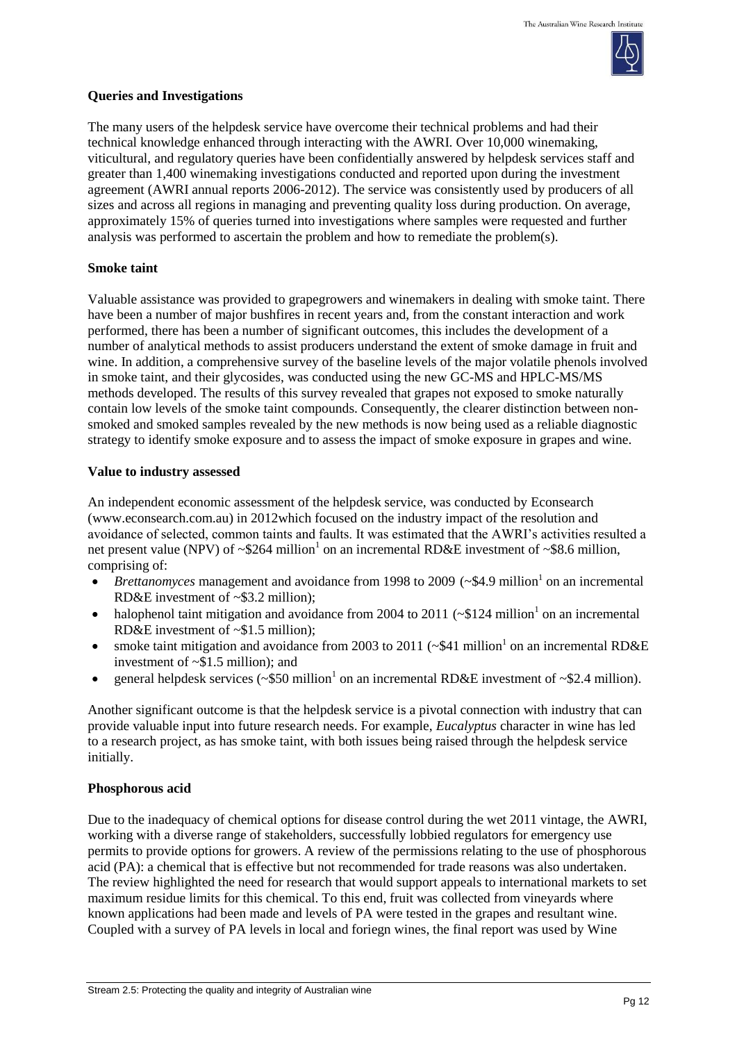**Queries and Investigations**

The many users of the helpdesk service have overcome their technical problems and had their technical knowledge enhanced through interacting with the AWRI. Over 10,000 winemaking, viticultural, and regulatory queries have been confidentially answered by helpdesk services staff and greater than 1,400 winemaking investigations conducted and reported upon during the investment agreement (AWRI annual reports 2006-2012). The service was consistently used by producers of all sizes and across all regions in managing and preventing quality loss during production. On average, approximately 15% of queries turned into investigations where samples were requested and further analysis was performed to ascertain the problem and how to remediate the problem(s).

**Smoke taint**

Valuable assistance was provided to grapegrowers and winemakers in dealing with smoke taint. There have been a number of major bushfires in recent years and, from the constant interaction and work performed, there has been a number of significant outcomes, this includes the development of a number of analytical methods to assist producers understand the extent of smoke damage in fruit and wine. In addition, a comprehensive survey of the baseline levels of the major volatile phenols involved in smoke taint, and their glycosides, was conducted using the new GC-MS and HPLC-MS/MS methods developed. The results of this survey revealed that grapes not exposed to smoke naturally contain low levels of the smoke taint compounds. Consequently, the clearer distinction between non-smoked and smoked samples revealed by the new methods is now being used as a reliable diagnostic strategy to identify smoke exposure and to assess the impact of smoke exposure in grapes and wine.

**Value to industry assessed**

An independent economic assessment of the helpdesk service, was conducted by Econsearch (www.econsearch.com.au) in 2012which focused on the industry impact of the resolution and avoidance of selected, common taints and faults. It was estimated that the AWRI's activities resulted a net present value (NPV) of ~$264 million[1] on an incremental RD&E investment of ~$8.6 million, comprising of:

- *Brettanomyces* management and avoidance from 1998 to 2009 (~$4.9 million[1] on an incremental RD&E investment of ~$3.2 million);
- halophenol taint mitigation and avoidance from 2004 to 2011 (~$124 million[1] on an incremental RD&E investment of ~$1.5 million);
- smoke taint mitigation and avoidance from 2003 to 2011 (~$41 million[1] on an incremental RD&E investment of ~$1.5 million); and
- general helpdesk services (~$50 million[1] on an incremental RD&E investment of ~$2.4 million).

Another significant outcome is that the helpdesk service is a pivotal connection with industry that can provide valuable input into future research needs. For example, *Eucalyptus* character in wine has led to a research project, as has smoke taint, with both issues being raised through the helpdesk service initially.

**Phosphorous acid**

Due to the inadequacy of chemical options for disease control during the wet 2011 vintage, the AWRI, working with a diverse range of stakeholders, successfully lobbied regulators for emergency use permits to provide options for growers. A review of the permissions relating to the use of phosphorous acid (PA): a chemical that is effective but not recommended for trade reasons was also undertaken. The review highlighted the need for research that would support appeals to international markets to set maximum residue limits for this chemical. To this end, fruit was collected from vineyards where known applications had been made and levels of PA were tested in the grapes and resultant wine. Coupled with a survey of PA levels in local and foriegn wines, the final report was used by Wine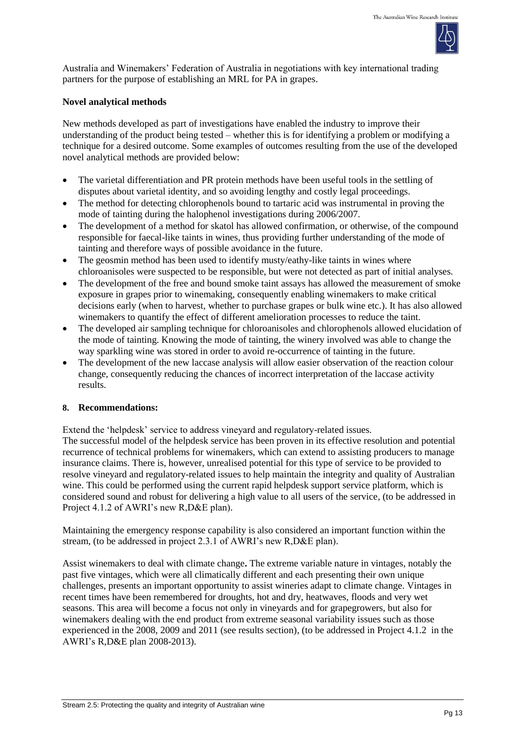Australia and Winemakers' Federation of Australia in negotiations with key international trading partners for the purpose of establishing an MRL for PA in grapes.

**Novel analytical methods**

New methods developed as part of investigations have enabled the industry to improve their understanding of the product being tested – whether this is for identifying a problem or modifying a technique for a desired outcome. Some examples of outcomes resulting from the use of the developed novel analytical methods are provided below:

- The varietal differentiation and PR protein methods have been useful tools in the settling of disputes about varietal identity, and so avoiding lengthy and costly legal proceedings.
- The method for detecting chlorophenols bound to tartaric acid was instrumental in proving the mode of tainting during the halophenol investigations during 2006/2007.
- The development of a method for skatol has allowed confirmation, or otherwise, of the compound responsible for faecal-like taints in wines, thus providing further understanding of the mode of tainting and therefore ways of possible avoidance in the future.
- The geosmin method has been used to identify musty/eathy-like taints in wines where chloroanisoles were suspected to be responsible, but were not detected as part of initial analyses.
- The development of the free and bound smoke taint assays has allowed the measurement of smoke exposure in grapes prior to winemaking, consequently enabling winemakers to make critical decisions early (when to harvest, whether to purchase grapes or bulk wine etc.). It has also allowed winemakers to quantify the effect of different amelioration processes to reduce the taint.
- The developed air sampling technique for chloroanisoles and chlorophenols allowed elucidation of the mode of tainting. Knowing the mode of tainting, the winery involved was able to change the way sparkling wine was stored in order to avoid re-occurrence of tainting in the future.
- The development of the new laccase analysis will allow easier observation of the reaction colour change, consequently reducing the chances of incorrect interpretation of the laccase activity results.

## 8. Recommendations:

Extend the 'helpdesk' service to address vineyard and regulatory-related issues.
The successful model of the helpdesk service has been proven in its effective resolution and potential recurrence of technical problems for winemakers, which can extend to assisting producers to manage insurance claims. There is, however, unrealised potential for this type of service to be provided to resolve vineyard and regulatory-related issues to help maintain the integrity and quality of Australian wine. This could be performed using the current rapid helpdesk support service platform, which is considered sound and robust for delivering a high value to all users of the service, (to be addressed in Project 4.1.2 of AWRI's new R,D&E plan).

Maintaining the emergency response capability is also considered an important function within the stream, (to be addressed in project 2.3.1 of AWRI's new R,D&E plan).

Assist winemakers to deal with climate change**.** The extreme variable nature in vintages, notably the past five vintages, which were all climatically different and each presenting their own unique challenges, presents an important opportunity to assist wineries adapt to climate change. Vintages in recent times have been remembered for droughts, hot and dry, heatwaves, floods and very wet seasons. This area will become a focus not only in vineyards and for grapegrowers, but also for winemakers dealing with the end product from extreme seasonal variability issues such as those experienced in the 2008, 2009 and 2011 (see results section), (to be addressed in Project 4.1.2 in the AWRI's R,D&E plan 2008-2013).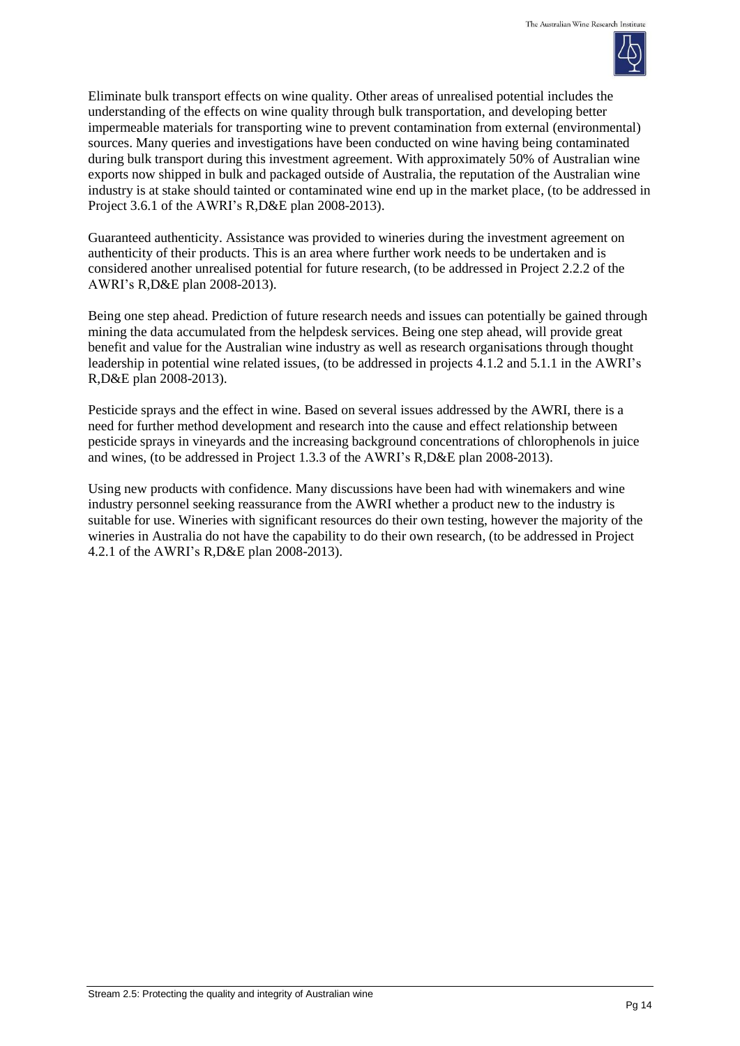Eliminate bulk transport effects on wine quality. Other areas of unrealised potential includes the understanding of the effects on wine quality through bulk transportation, and developing better impermeable materials for transporting wine to prevent contamination from external (environmental) sources. Many queries and investigations have been conducted on wine having being contaminated during bulk transport during this investment agreement. With approximately 50% of Australian wine exports now shipped in bulk and packaged outside of Australia, the reputation of the Australian wine industry is at stake should tainted or contaminated wine end up in the market place, (to be addressed in Project 3.6.1 of the AWRI's R,D&E plan 2008-2013).

Guaranteed authenticity. Assistance was provided to wineries during the investment agreement on authenticity of their products. This is an area where further work needs to be undertaken and is considered another unrealised potential for future research, (to be addressed in Project 2.2.2 of the AWRI's R,D&E plan 2008-2013).

Being one step ahead. Prediction of future research needs and issues can potentially be gained through mining the data accumulated from the helpdesk services. Being one step ahead, will provide great benefit and value for the Australian wine industry as well as research organisations through thought leadership in potential wine related issues, (to be addressed in projects 4.1.2 and 5.1.1 in the AWRI's R,D&E plan 2008-2013).

Pesticide sprays and the effect in wine. Based on several issues addressed by the AWRI, there is a need for further method development and research into the cause and effect relationship between pesticide sprays in vineyards and the increasing background concentrations of chlorophenols in juice and wines, (to be addressed in Project 1.3.3 of the AWRI's R,D&E plan 2008-2013).

Using new products with confidence. Many discussions have been had with winemakers and wine industry personnel seeking reassurance from the AWRI whether a product new to the industry is suitable for use. Wineries with significant resources do their own testing, however the majority of the wineries in Australia do not have the capability to do their own research, (to be addressed in Project 4.2.1 of the AWRI's R,D&E plan 2008-2013).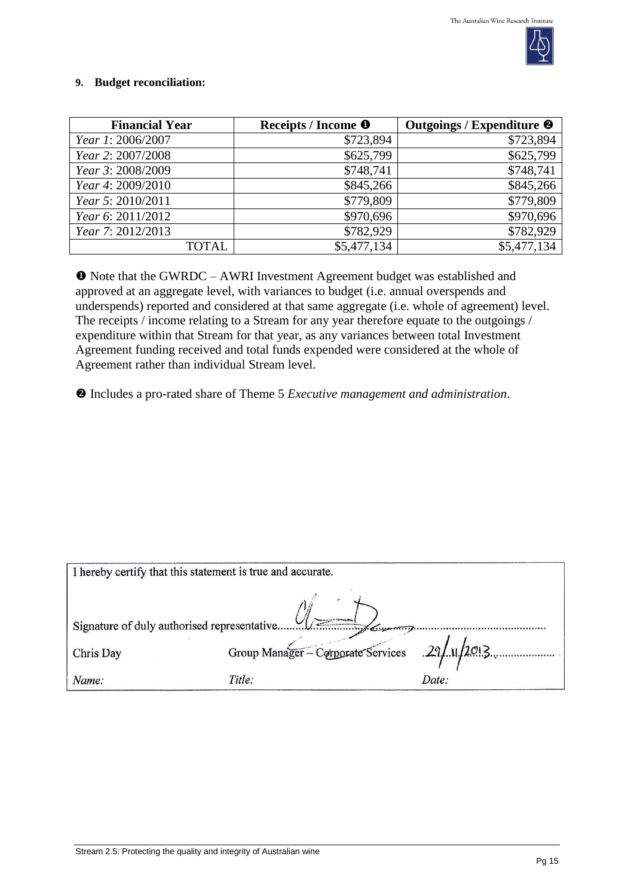**9. Budget reconciliation:**

| Financial Year | Receipts / Income ❶ | Outgoings / Expenditure ❷ |
|---|---|---|
| *Year 1*: 2006/2007 | $723,894 | $723,894 |
| *Year 2*: 2007/2008 | $625,799 | $625,799 |
| *Year 3*: 2008/2009 | $748,741 | $748,741 |
| *Year 4*: 2009/2010 | $845,266 | $845,266 |
| *Year 5*: 2010/2011 | $779,809 | $779,809 |
| *Year 6*: 2011/2012 | $970,696 | $970,696 |
| *Year 7*: 2012/2013 | $782,929 | $782,929 |
| TOTAL | $5,477,134 | $5,477,134 |

❶ Note that the GWRDC – AWRI Investment Agreement budget was established and approved at an aggregate level, with variances to budget (i.e. annual overspends and underspends) reported and considered at that same aggregate (i.e. whole of agreement) level. The receipts / income relating to a Stream for any year therefore equate to the outgoings / expenditure within that Stream for that year, as any variances between total Investment Agreement funding received and total funds expended were considered at the whole of Agreement rather than individual Stream level.

❷ Includes a pro-rated share of Theme 5 *Executive management and administration*.

I hereby certify that this statement is true and accurate.

Signature of duly authorised representative..........................................................................

| Chris Day | Group Manager – Corporate Services | 29/11/2013 |
|---|---|---|
| *Name:* | *Title:* | *Date:* |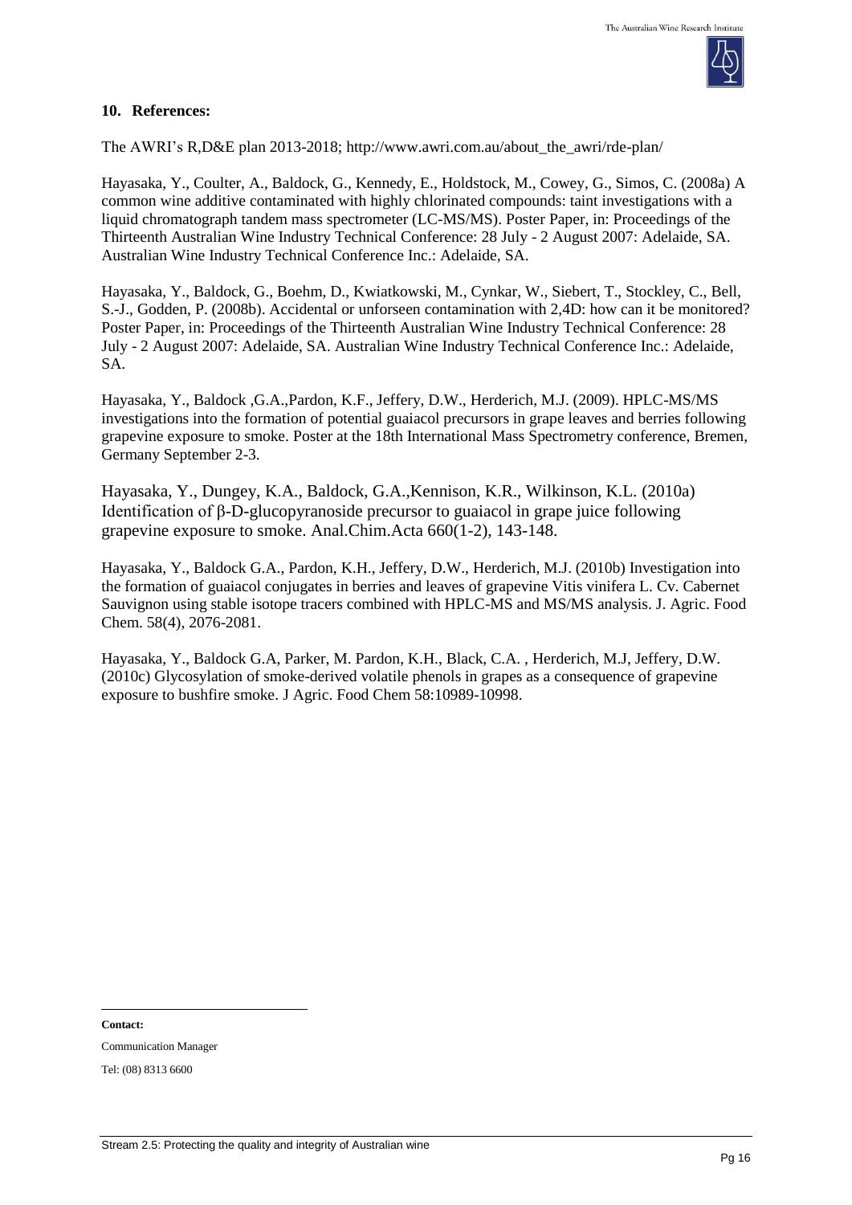## 10. References:

The AWRI's R,D&E plan 2013-2018; http://www.awri.com.au/about_the_awri/rde-plan/

Hayasaka, Y., Coulter, A., Baldock, G., Kennedy, E., Holdstock, M., Cowey, G., Simos, C. (2008a) A common wine additive contaminated with highly chlorinated compounds: taint investigations with a liquid chromatograph tandem mass spectrometer (LC-MS/MS). Poster Paper, in: Proceedings of the Thirteenth Australian Wine Industry Technical Conference: 28 July - 2 August 2007: Adelaide, SA. Australian Wine Industry Technical Conference Inc.: Adelaide, SA.

Hayasaka, Y., Baldock, G., Boehm, D., Kwiatkowski, M., Cynkar, W., Siebert, T., Stockley, C., Bell, S.-J., Godden, P. (2008b). Accidental or unforseen contamination with 2,4D: how can it be monitored? Poster Paper, in: Proceedings of the Thirteenth Australian Wine Industry Technical Conference: 28 July - 2 August 2007: Adelaide, SA. Australian Wine Industry Technical Conference Inc.: Adelaide, SA.

Hayasaka, Y., Baldock ,G.A.,Pardon, K.F., Jeffery, D.W., Herderich, M.J. (2009). HPLC-MS/MS investigations into the formation of potential guaiacol precursors in grape leaves and berries following grapevine exposure to smoke. Poster at the 18th International Mass Spectrometry conference, Bremen, Germany September 2-3.

Hayasaka, Y., Dungey, K.A., Baldock, G.A.,Kennison, K.R., Wilkinson, K.L. (2010a) Identification of β-D-glucopyranoside precursor to guaiacol in grape juice following grapevine exposure to smoke. Anal.Chim.Acta 660(1-2), 143-148.

Hayasaka, Y., Baldock G.A., Pardon, K.H., Jeffery, D.W., Herderich, M.J. (2010b) Investigation into the formation of guaiacol conjugates in berries and leaves of grapevine Vitis vinifera L. Cv. Cabernet Sauvignon using stable isotope tracers combined with HPLC-MS and MS/MS analysis. J. Agric. Food Chem. 58(4), 2076-2081.

Hayasaka, Y., Baldock G.A, Parker, M. Pardon, K.H., Black, C.A. , Herderich, M.J, Jeffery, D.W. (2010c) Glycosylation of smoke-derived volatile phenols in grapes as a consequence of grapevine exposure to bushfire smoke. J Agric. Food Chem 58:10989-10998.

---

**Contact:**

Communication Manager

Tel: (08) 8313 6600